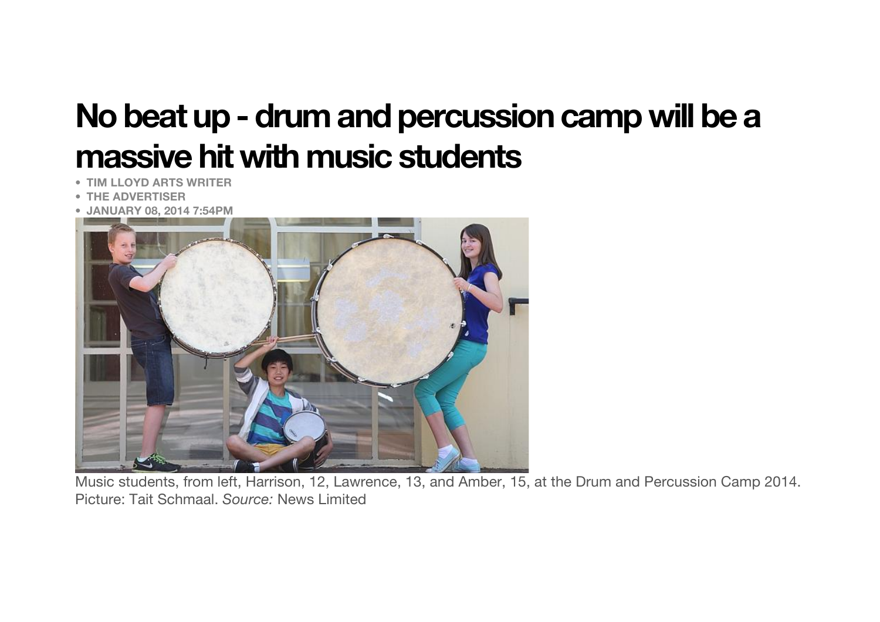# No beat up - drum and percussion camp will be a massive hit with music students

- TIM LLOYD ARTS WRITER
- THE ADVERTISER
- JANUARY 08, 2014 7:54PM

Music students, from left, Harrison, 12, Lawrence, 13, and Amber, 15, at the Drum and Percussion Camp 2014. Picture: Tait Schmaal. *Source:* News Limited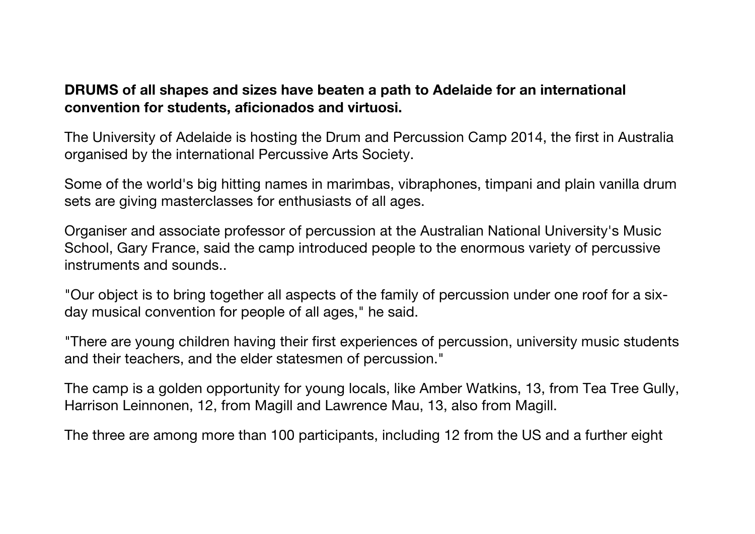**DRUMS of all shapes and sizes have beaten a path to Adelaide for an international convention for students, aficionados and virtuosi.**

The University of Adelaide is hosting the Drum and Percussion Camp 2014, the first in Australia organised by the international Percussive Arts Society.

Some of the world's big hitting names in marimbas, vibraphones, timpani and plain vanilla drum sets are giving masterclasses for enthusiasts of all ages.

Organiser and associate professor of percussion at the Australian National University's Music School, Gary France, said the camp introduced people to the enormous variety of percussive instruments and sounds..

"Our object is to bring together all aspects of the family of percussion under one roof for a six-day musical convention for people of all ages," he said.

"There are young children having their first experiences of percussion, university music students and their teachers, and the elder statesmen of percussion."

The camp is a golden opportunity for young locals, like Amber Watkins, 13, from Tea Tree Gully, Harrison Leinnonen, 12, from Magill and Lawrence Mau, 13, also from Magill.

The three are among more than 100 participants, including 12 from the US and a further eight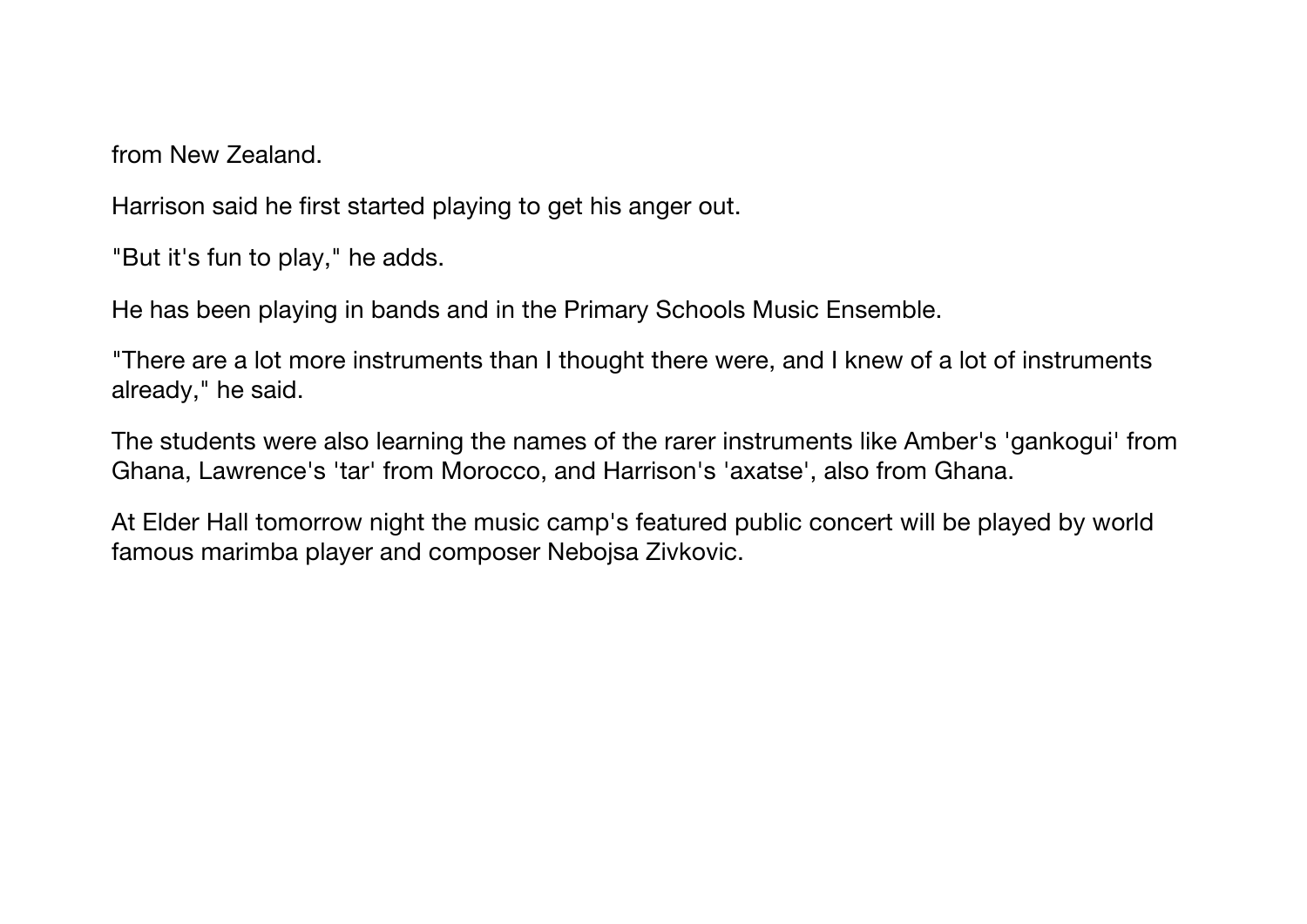from New Zealand.

Harrison said he first started playing to get his anger out.

"But it's fun to play," he adds.

He has been playing in bands and in the Primary Schools Music Ensemble.

"There are a lot more instruments than I thought there were, and I knew of a lot of instruments already," he said.

The students were also learning the names of the rarer instruments like Amber's 'gankogui' from Ghana, Lawrence's 'tar' from Morocco, and Harrison's 'axatse', also from Ghana.

At Elder Hall tomorrow night the music camp's featured public concert will be played by world famous marimba player and composer Nebojsa Zivkovic.